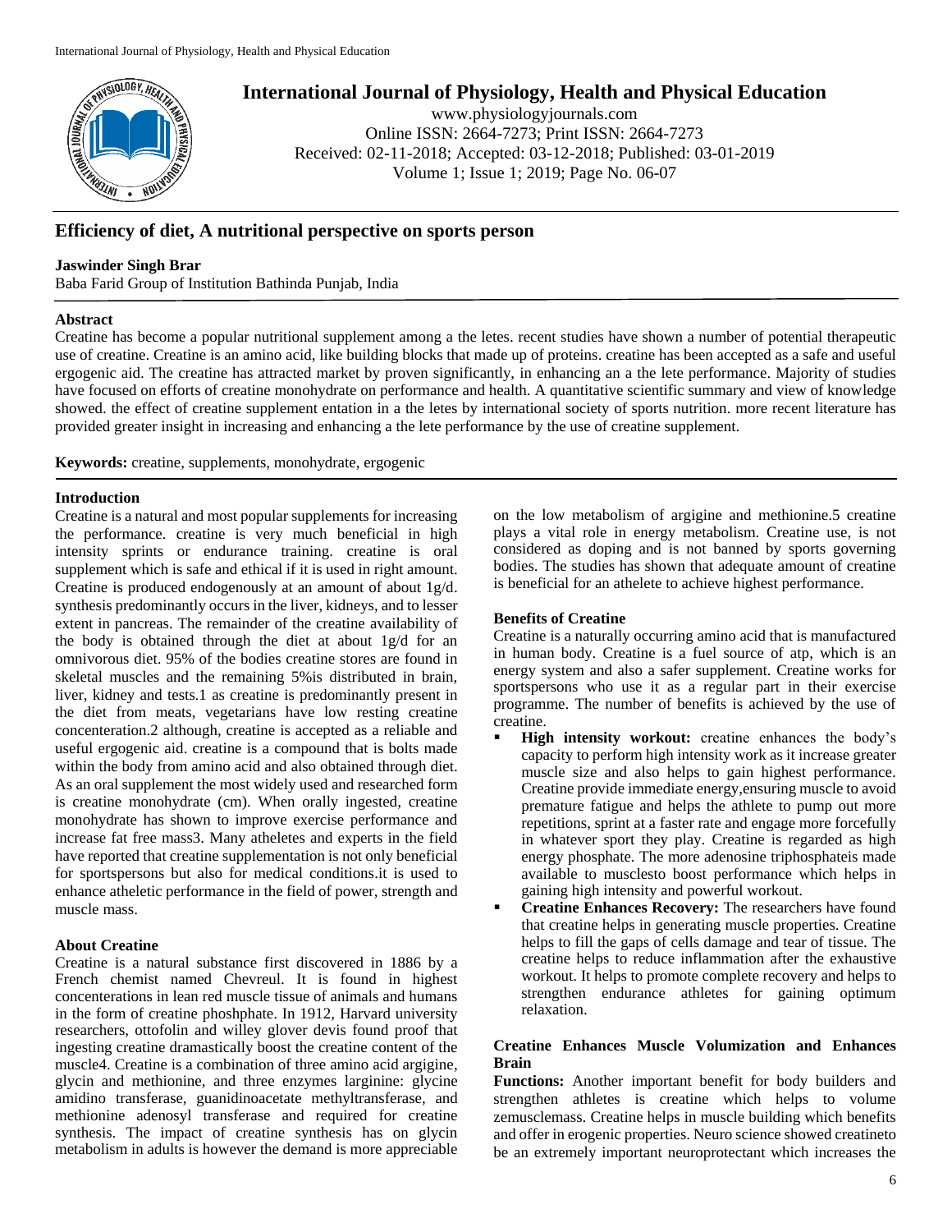# International Journal of Physiology, Health and Physical Education

www.physiologyjournals.com
Online ISSN: 2664-7273; Print ISSN: 2664-7273
Received: 02-11-2018; Accepted: 03-12-2018; Published: 03-01-2019
Volume 1; Issue 1; 2019; Page No. 06-07

## Efficiency of diet, A nutritional perspective on sports person

**Jaswinder Singh Brar**

Baba Farid Group of Institution Bathinda Punjab, India

### Abstract

Creatine has become a popular nutritional supplement among a the letes. recent studies have shown a number of potential therapeutic use of creatine. Creatine is an amino acid, like building blocks that made up of proteins. creatine has been accepted as a safe and useful ergogenic aid. The creatine has attracted market by proven significantly, in enhancing an a the lete performance. Majority of studies have focused on efforts of creatine monohydrate on performance and health. A quantitative scientific summary and view of knowledge showed. the effect of creatine supplement entation in a the letes by international society of sports nutrition. more recent literature has provided greater insight in increasing and enhancing a the lete performance by the use of creatine supplement.

**Keywords:** creatine, supplements, monohydrate, ergogenic

### Introduction

Creatine is a natural and most popular supplements for increasing the performance. creatine is very much beneficial in high intensity sprints or endurance training. creatine is oral supplement which is safe and ethical if it is used in right amount. Creatine is produced endogenously at an amount of about 1g/d. synthesis predominantly occurs in the liver, kidneys, and to lesser extent in pancreas. The remainder of the creatine availability of the body is obtained through the diet at about 1g/d for an omnivorous diet. 95% of the bodies creatine stores are found in skeletal muscles and the remaining 5%is distributed in brain, liver, kidney and tests.1 as creatine is predominantly present in the diet from meats, vegetarians have low resting creatine concenteration.2 although, creatine is accepted as a reliable and useful ergogenic aid. creatine is a compound that is bolts made within the body from amino acid and also obtained through diet. As an oral supplement the most widely used and researched form is creatine monohydrate (cm). When orally ingested, creatine monohydrate has shown to improve exercise performance and increase fat free mass3. Many atheletes and experts in the field have reported that creatine supplementation is not only beneficial for sportspersons but also for medical conditions.it is used to enhance atheletic performance in the field of power, strength and muscle mass.

### About Creatine

Creatine is a natural substance first discovered in 1886 by a French chemist named Chevreul. It is found in highest concenterations in lean red muscle tissue of animals and humans in the form of creatine phoshphate. In 1912, Harvard university researchers, ottofolin and willey glover devis found proof that ingesting creatine dramastically boost the creatine content of the muscle4. Creatine is a combination of three amino acid argigine, glycin and methionine, and three enzymes larginine: glycine amidino transferase, guanidinoacetate methyltransferase, and methionine adenosyl transferase and required for creatine synthesis. The impact of creatine synthesis has on glycin metabolism in adults is however the demand is more appreciable on the low metabolism of argigine and methionine.5 creatine plays a vital role in energy metabolism. Creatine use, is not considered as doping and is not banned by sports governing bodies. The studies has shown that adequate amount of creatine is beneficial for an athelete to achieve highest performance.

### Benefits of Creatine

Creatine is a naturally occurring amino acid that is manufactured in human body. Creatine is a fuel source of atp, which is an energy system and also a safer supplement. Creatine works for sportspersons who use it as a regular part in their exercise programme. The number of benefits is achieved by the use of creatine.

- **High intensity workout:** creatine enhances the body's capacity to perform high intensity work as it increase greater muscle size and also helps to gain highest performance. Creatine provide immediate energy,ensuring muscle to avoid premature fatigue and helps the athlete to pump out more repetitions, sprint at a faster rate and engage more forcefully in whatever sport they play. Creatine is regarded as high energy phosphate. The more adenosine triphosphateis made available to musclesto boost performance which helps in gaining high intensity and powerful workout.
- **Creatine Enhances Recovery:** The researchers have found that creatine helps in generating muscle properties. Creatine helps to fill the gaps of cells damage and tear of tissue. The creatine helps to reduce inflammation after the exhaustive workout. It helps to promote complete recovery and helps to strengthen endurance athletes for gaining optimum relaxation.

### Creatine Enhances Muscle Volumization and Enhances Brain

**Functions:** Another important benefit for body builders and strengthen athletes is creatine which helps to volume zemusclemass. Creatine helps in muscle building which benefits and offer in erogenic properties. Neuro science showed creatineto be an extremely important neuroprotectant which increases the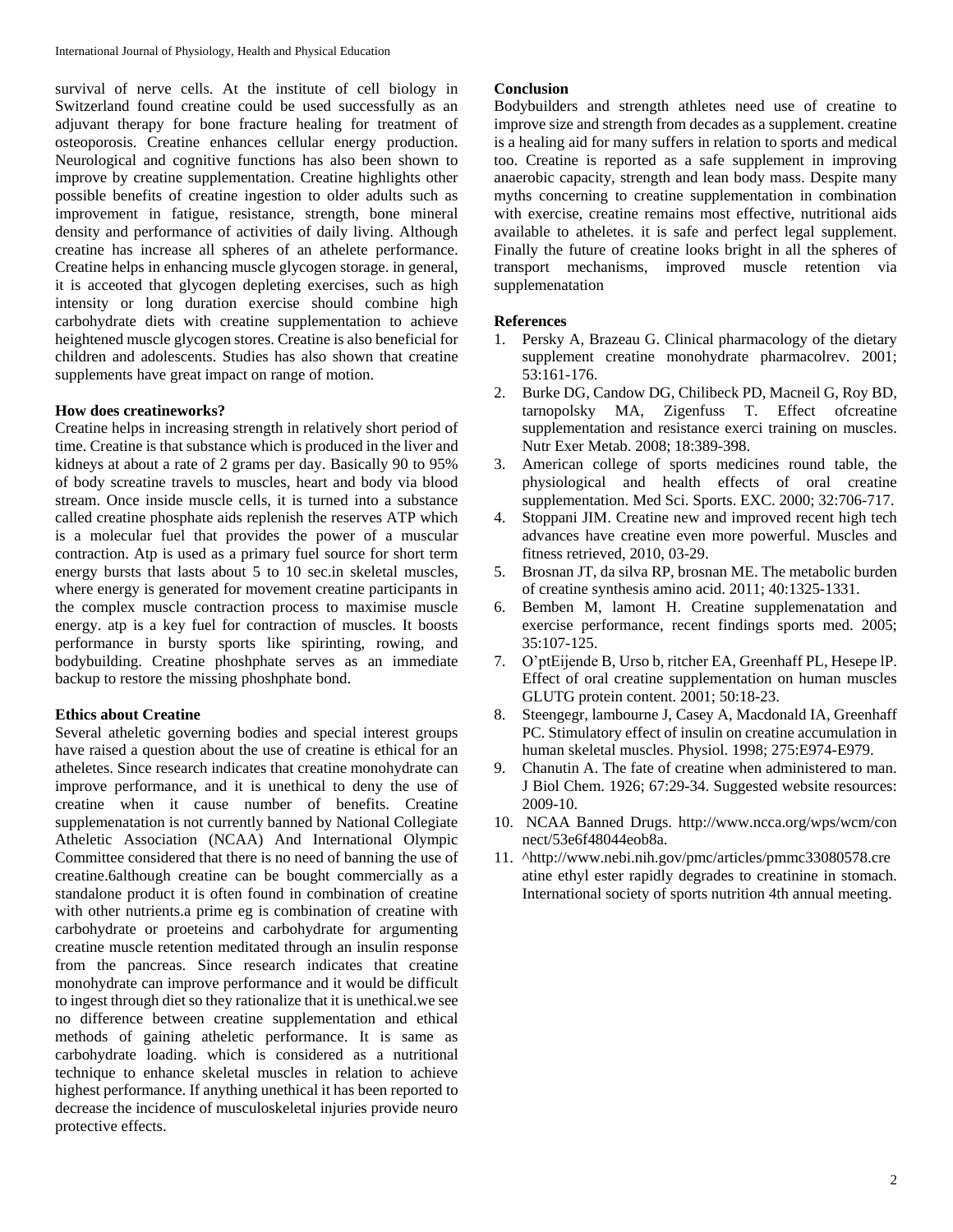survival of nerve cells. At the institute of cell biology in Switzerland found creatine could be used successfully as an adjuvant therapy for bone fracture healing for treatment of osteoporosis. Creatine enhances cellular energy production. Neurological and cognitive functions has also been shown to improve by creatine supplementation. Creatine highlights other possible benefits of creatine ingestion to older adults such as improvement in fatigue, resistance, strength, bone mineral density and performance of activities of daily living. Although creatine has increase all spheres of an athelete performance. Creatine helps in enhancing muscle glycogen storage. in general, it is acceoted that glycogen depleting exercises, such as high intensity or long duration exercise should combine high carbohydrate diets with creatine supplementation to achieve heightened muscle glycogen stores. Creatine is also beneficial for children and adolescents. Studies has also shown that creatine supplements have great impact on range of motion.

### How does creatineworks?

Creatine helps in increasing strength in relatively short period of time. Creatine is that substance which is produced in the liver and kidneys at about a rate of 2 grams per day. Basically 90 to 95% of body screatine travels to muscles, heart and body via blood stream. Once inside muscle cells, it is turned into a substance called creatine phosphate aids replenish the reserves ATP which is a molecular fuel that provides the power of a muscular contraction. Atp is used as a primary fuel source for short term energy bursts that lasts about 5 to 10 sec.in skeletal muscles, where energy is generated for movement creatine participants in the complex muscle contraction process to maximise muscle energy. atp is a key fuel for contraction of muscles. It boosts performance in bursty sports like spirinting, rowing, and bodybuilding. Creatine phoshphate serves as an immediate backup to restore the missing phoshphate bond.

### Ethics about Creatine

Several atheletic governing bodies and special interest groups have raised a question about the use of creatine is ethical for an atheletes. Since research indicates that creatine monohydrate can improve performance, and it is unethical to deny the use of creatine when it cause number of benefits. Creatine supplemenatation is not currently banned by National Collegiate Atheletic Association (NCAA) And International Olympic Committee considered that there is no need of banning the use of creatine.6although creatine can be bought commercially as a standalone product it is often found in combination of creatine with other nutrients.a prime eg is combination of creatine with carbohydrate or proeteins and carbohydrate for argumenting creatine muscle retention meditated through an insulin response from the pancreas. Since research indicates that creatine monohydrate can improve performance and it would be difficult to ingest through diet so they rationalize that it is unethical.we see no difference between creatine supplementation and ethical methods of gaining atheletic performance. It is same as carbohydrate loading. which is considered as a nutritional technique to enhance skeletal muscles in relation to achieve highest performance. If anything unethical it has been reported to decrease the incidence of musculoskeletal injuries provide neuro protective effects.

### Conclusion

Bodybuilders and strength athletes need use of creatine to improve size and strength from decades as a supplement. creatine is a healing aid for many suffers in relation to sports and medical too. Creatine is reported as a safe supplement in improving anaerobic capacity, strength and lean body mass. Despite many myths concerning to creatine supplementation in combination with exercise, creatine remains most effective, nutritional aids available to atheletes. it is safe and perfect legal supplement. Finally the future of creatine looks bright in all the spheres of transport mechanisms, improved muscle retention via supplemenatation

### References

1. Persky A, Brazeau G. Clinical pharmacology of the dietary supplement creatine monohydrate pharmacolrev. 2001; 53:161-176.
2. Burke DG, Candow DG, Chilibeck PD, Macneil G, Roy BD, tarnopolsky MA, Zigenfuss T. Effect ofcreatine supplementation and resistance exerci training on muscles. Nutr Exer Metab. 2008; 18:389-398.
3. American college of sports medicines round table, the physiological and health effects of oral creatine supplementation. Med Sci. Sports. EXC. 2000; 32:706-717.
4. Stoppani JIM. Creatine new and improved recent high tech advances have creatine even more powerful. Muscles and fitness retrieved, 2010, 03-29.
5. Brosnan JT, da silva RP, brosnan ME. The metabolic burden of creatine synthesis amino acid. 2011; 40:1325-1331.
6. Bemben M, lamont H. Creatine supplemenatation and exercise performance, recent findings sports med. 2005; 35:107-125.
7. O'ptEijende B, Urso b, ritcher EA, Greenhaff PL, Hesepe lP. Effect of oral creatine supplementation on human muscles GLUTG protein content. 2001; 50:18-23.
8. Steengegr, lambourne J, Casey A, Macdonald IA, Greenhaff PC. Stimulatory effect of insulin on creatine accumulation in human skeletal muscles. Physiol. 1998; 275:E974-E979.
9. Chanutin A. The fate of creatine when administered to man. J Biol Chem. 1926; 67:29-34. Suggested website resources: 2009-10.
10. NCAA Banned Drugs. http://www.ncca.org/wps/wcm/connect/53e6f48044eob8a.
11. ^http://www.nebi.nih.gov/pmc/articles/pmmc33080578.creatine ethyl ester rapidly degrades to creatinine in stomach. International society of sports nutrition 4th annual meeting.